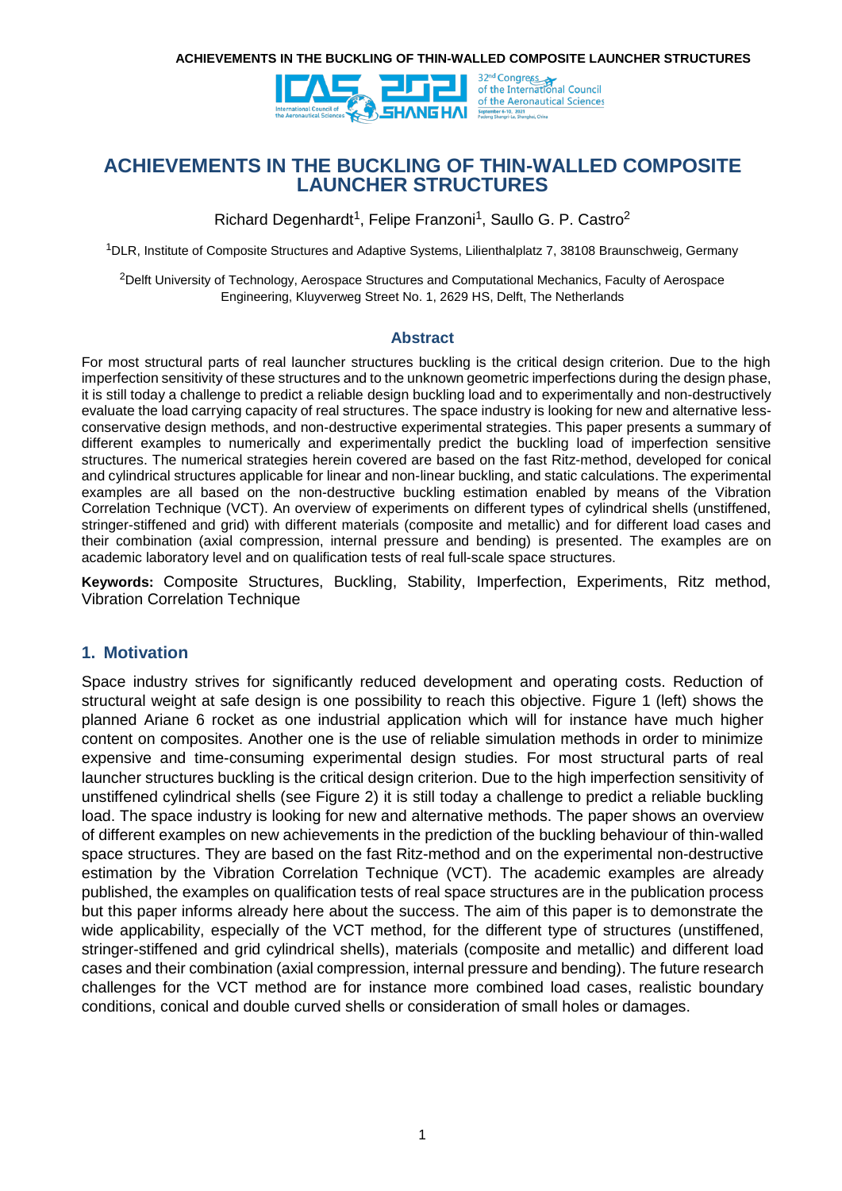# ACHIEVEMENTS IN THE BUCKLING OF THIN-WALLED COMPOSITE LAUNCHER STRUCTURES

Richard Degenhardt[1], Felipe Franzoni[1], Saullo G. P. Castro[2]

[1]DLR, Institute of Composite Structures and Adaptive Systems, Lilienthalplatz 7, 38108 Braunschweig, Germany

[2]Delft University of Technology, Aerospace Structures and Computational Mechanics, Faculty of Aerospace Engineering, Kluyverweg Street No. 1, 2629 HS, Delft, The Netherlands

## Abstract

For most structural parts of real launcher structures buckling is the critical design criterion. Due to the high imperfection sensitivity of these structures and to the unknown geometric imperfections during the design phase, it is still today a challenge to predict a reliable design buckling load and to experimentally and non-destructively evaluate the load carrying capacity of real structures. The space industry is looking for new and alternative less-conservative design methods, and non-destructive experimental strategies. This paper presents a summary of different examples to numerically and experimentally predict the buckling load of imperfection sensitive structures. The numerical strategies herein covered are based on the fast Ritz-method, developed for conical and cylindrical structures applicable for linear and non-linear buckling, and static calculations. The experimental examples are all based on the non-destructive buckling estimation enabled by means of the Vibration Correlation Technique (VCT). An overview of experiments on different types of cylindrical shells (unstiffened, stringer-stiffened and grid) with different materials (composite and metallic) and for different load cases and their combination (axial compression, internal pressure and bending) is presented. The examples are on academic laboratory level and on qualification tests of real full-scale space structures.

**Keywords:** Composite Structures, Buckling, Stability, Imperfection, Experiments, Ritz method, Vibration Correlation Technique

## 1. Motivation

Space industry strives for significantly reduced development and operating costs. Reduction of structural weight at safe design is one possibility to reach this objective. Figure 1 (left) shows the planned Ariane 6 rocket as one industrial application which will for instance have much higher content on composites. Another one is the use of reliable simulation methods in order to minimize expensive and time-consuming experimental design studies. For most structural parts of real launcher structures buckling is the critical design criterion. Due to the high imperfection sensitivity of unstiffened cylindrical shells (see Figure 2) it is still today a challenge to predict a reliable buckling load. The space industry is looking for new and alternative methods. The paper shows an overview of different examples on new achievements in the prediction of the buckling behaviour of thin-walled space structures. They are based on the fast Ritz-method and on the experimental non-destructive estimation by the Vibration Correlation Technique (VCT). The academic examples are already published, the examples on qualification tests of real space structures are in the publication process but this paper informs already here about the success. The aim of this paper is to demonstrate the wide applicability, especially of the VCT method, for the different type of structures (unstiffened, stringer-stiffened and grid cylindrical shells), materials (composite and metallic) and different load cases and their combination (axial compression, internal pressure and bending). The future research challenges for the VCT method are for instance more combined load cases, realistic boundary conditions, conical and double curved shells or consideration of small holes or damages.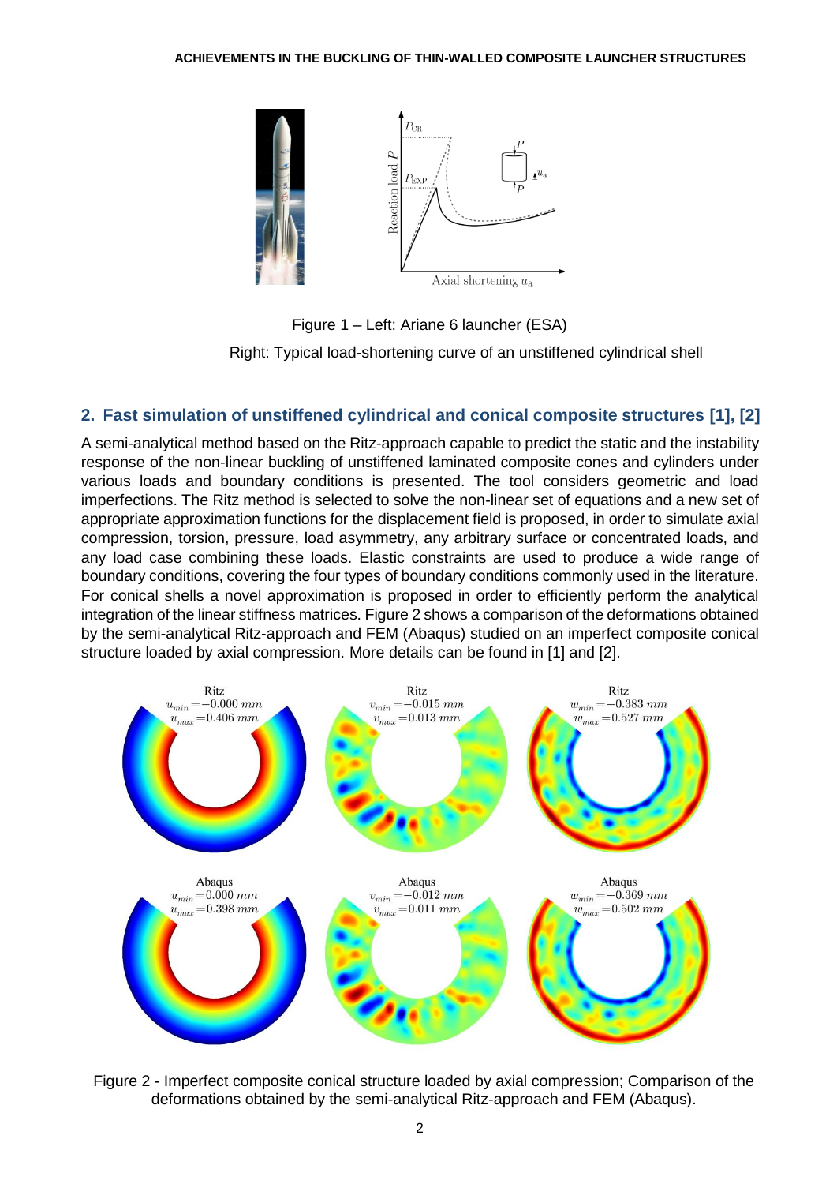Figure 1 – Left: Ariane 6 launcher (ESA)

Right: Typical load-shortening curve of an unstiffened cylindrical shell

## 2. Fast simulation of unstiffened cylindrical and conical composite structures [1], [2]

A semi-analytical method based on the Ritz-approach capable to predict the static and the instability response of the non-linear buckling of unstiffened laminated composite cones and cylinders under various loads and boundary conditions is presented. The tool considers geometric and load imperfections. The Ritz method is selected to solve the non-linear set of equations and a new set of appropriate approximation functions for the displacement field is proposed, in order to simulate axial compression, torsion, pressure, load asymmetry, any arbitrary surface or concentrated loads, and any load case combining these loads. Elastic constraints are used to produce a wide range of boundary conditions, covering the four types of boundary conditions commonly used in the literature. For conical shells a novel approximation is proposed in order to efficiently perform the analytical integration of the linear stiffness matrices. Figure 2 shows a comparison of the deformations obtained by the semi-analytical Ritz-approach and FEM (Abaqus) studied on an imperfect composite conical structure loaded by axial compression. More details can be found in [1] and [2].

Figure 2 - Imperfect composite conical structure loaded by axial compression; Comparison of the deformations obtained by the semi-analytical Ritz-approach and FEM (Abaqus).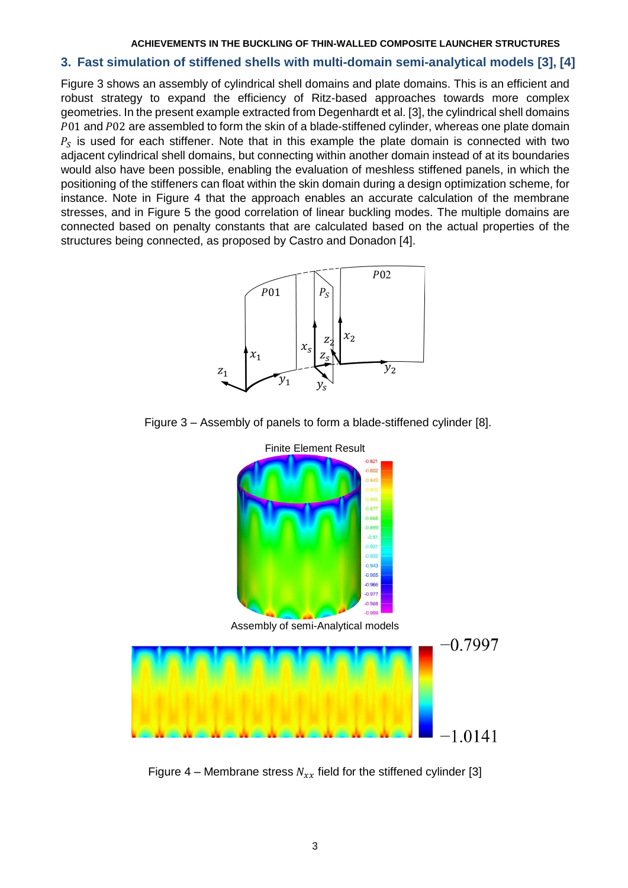## 3. Fast simulation of stiffened shells with multi-domain semi-analytical models [3], [4]

Figure 3 shows an assembly of cylindrical shell domains and plate domains. This is an efficient and robust strategy to expand the efficiency of Ritz-based approaches towards more complex geometries. In the present example extracted from Degenhardt et al. [3], the cylindrical shell domains $P01$ and $P02$ are assembled to form the skin of a blade-stiffened cylinder, whereas one plate domain $P_S$ is used for each stiffener. Note that in this example the plate domain is connected with two adjacent cylindrical shell domains, but connecting within another domain instead of at its boundaries would also have been possible, enabling the evaluation of meshless stiffened panels, in which the positioning of the stiffeners can float within the skin domain during a design optimization scheme, for instance. Note in Figure 4 that the approach enables an accurate calculation of the membrane stresses, and in Figure 5 the good correlation of linear buckling modes. The multiple domains are connected based on penalty constants that are calculated based on the actual properties of the structures being connected, as proposed by Castro and Donadon [4].

Figure 3 – Assembly of panels to form a blade-stiffened cylinder [8].

Figure 4 – Membrane stress $N_{xx}$ field for the stiffened cylinder [3]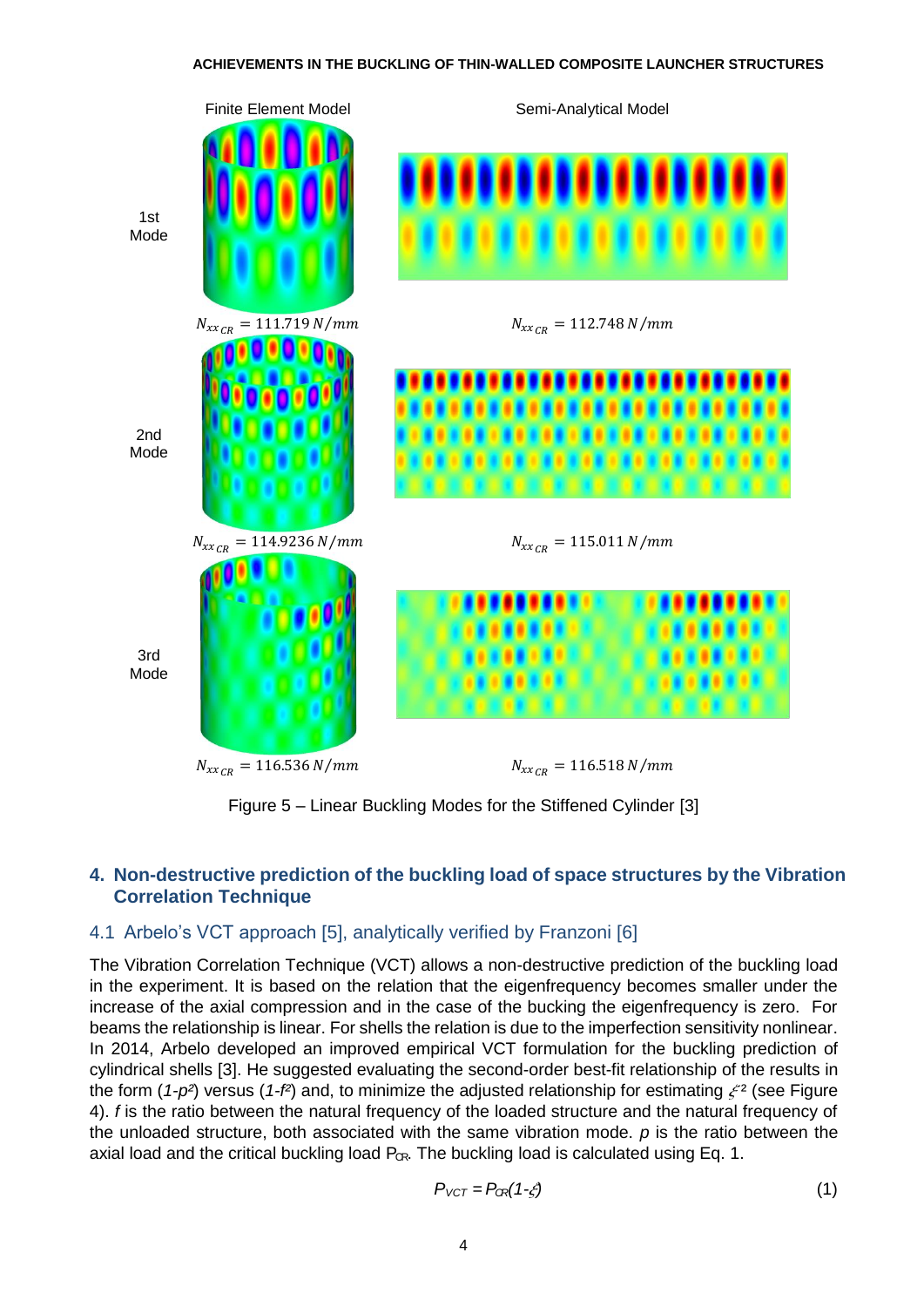Finite Element Model

Semi-Analytical Model

1st Mode

$N_{xx_{CR}} = 111.719\ N/mm$

$N_{xx_{CR}} = 112.748\ N/mm$

2nd Mode

$N_{xx_{CR}} = 114.9236\ N/mm$

$N_{xx_{CR}} = 115.011\ N/mm$

3rd Mode

$N_{xx_{CR}} = 116.536\ N/mm$

$N_{xx_{CR}} = 116.518\ N/mm$

Figure 5 – Linear Buckling Modes for the Stiffened Cylinder [3]

## 4. Non-destructive prediction of the buckling load of space structures by the Vibration Correlation Technique

### 4.1 Arbelo's VCT approach [5], analytically verified by Franzoni [6]

The Vibration Correlation Technique (VCT) allows a non-destructive prediction of the buckling load in the experiment. It is based on the relation that the eigenfrequency becomes smaller under the increase of the axial compression and in the case of the bucking the eigenfrequency is zero. For beams the relationship is linear. For shells the relation is due to the imperfection sensitivity nonlinear. In 2014, Arbelo developed an improved empirical VCT formulation for the buckling prediction of cylindrical shells [3]. He suggested evaluating the second-order best-fit relationship of the results in the form ($1-p^2$) versus ($1-f^2$) and, to minimize the adjusted relationship for estimating $\xi^2$ (see Figure 4). $f$ is the ratio between the natural frequency of the loaded structure and the natural frequency of the unloaded structure, both associated with the same vibration mode. $p$ is the ratio between the axial load and the critical buckling load $P_{CR}$. The buckling load is calculated using Eq. 1.

$$P_{VCT} = P_{CR}(1-\xi) \tag{1}$$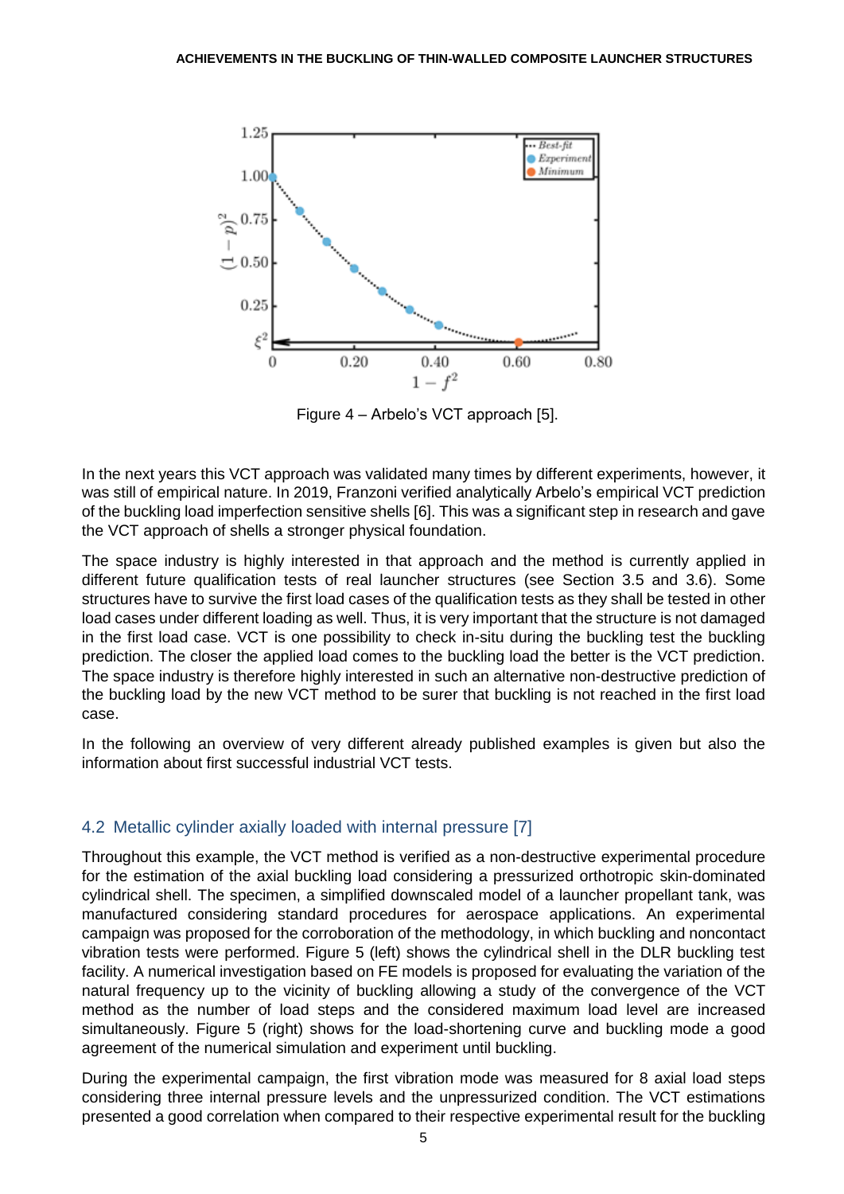Figure 4 – Arbelo's VCT approach [5].

In the next years this VCT approach was validated many times by different experiments, however, it was still of empirical nature. In 2019, Franzoni verified analytically Arbelo's empirical VCT prediction of the buckling load imperfection sensitive shells [6]. This was a significant step in research and gave the VCT approach of shells a stronger physical foundation.

The space industry is highly interested in that approach and the method is currently applied in different future qualification tests of real launcher structures (see Section 3.5 and 3.6). Some structures have to survive the first load cases of the qualification tests as they shall be tested in other load cases under different loading as well. Thus, it is very important that the structure is not damaged in the first load case. VCT is one possibility to check in-situ during the buckling test the buckling prediction. The closer the applied load comes to the buckling load the better is the VCT prediction. The space industry is therefore highly interested in such an alternative non-destructive prediction of the buckling load by the new VCT method to be surer that buckling is not reached in the first load case.

In the following an overview of very different already published examples is given but also the information about first successful industrial VCT tests.

## 4.2 Metallic cylinder axially loaded with internal pressure [7]

Throughout this example, the VCT method is verified as a non-destructive experimental procedure for the estimation of the axial buckling load considering a pressurized orthotropic skin-dominated cylindrical shell. The specimen, a simplified downscaled model of a launcher propellant tank, was manufactured considering standard procedures for aerospace applications. An experimental campaign was proposed for the corroboration of the methodology, in which buckling and noncontact vibration tests were performed. Figure 5 (left) shows the cylindrical shell in the DLR buckling test facility. A numerical investigation based on FE models is proposed for evaluating the variation of the natural frequency up to the vicinity of buckling allowing a study of the convergence of the VCT method as the number of load steps and the considered maximum load level are increased simultaneously. Figure 5 (right) shows for the load-shortening curve and buckling mode a good agreement of the numerical simulation and experiment until buckling.

During the experimental campaign, the first vibration mode was measured for 8 axial load steps considering three internal pressure levels and the unpressurized condition. The VCT estimations presented a good correlation when compared to their respective experimental result for the buckling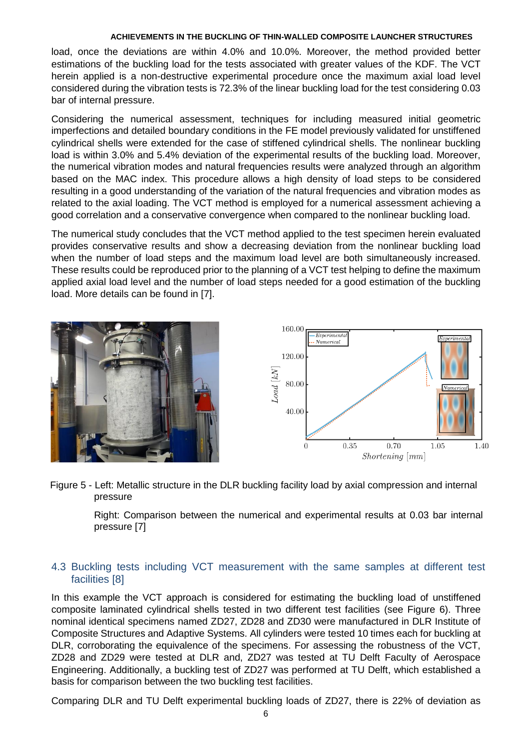load, once the deviations are within 4.0% and 10.0%. Moreover, the method provided better estimations of the buckling load for the tests associated with greater values of the KDF. The VCT herein applied is a non-destructive experimental procedure once the maximum axial load level considered during the vibration tests is 72.3% of the linear buckling load for the test considering 0.03 bar of internal pressure.

Considering the numerical assessment, techniques for including measured initial geometric imperfections and detailed boundary conditions in the FE model previously validated for unstiffened cylindrical shells were extended for the case of stiffened cylindrical shells. The nonlinear buckling load is within 3.0% and 5.4% deviation of the experimental results of the buckling load. Moreover, the numerical vibration modes and natural frequencies results were analyzed through an algorithm based on the MAC index. This procedure allows a high density of load steps to be considered resulting in a good understanding of the variation of the natural frequencies and vibration modes as related to the axial loading. The VCT method is employed for a numerical assessment achieving a good correlation and a conservative convergence when compared to the nonlinear buckling load.

The numerical study concludes that the VCT method applied to the test specimen herein evaluated provides conservative results and show a decreasing deviation from the nonlinear buckling load when the number of load steps and the maximum load level are both simultaneously increased. These results could be reproduced prior to the planning of a VCT test helping to define the maximum applied axial load level and the number of load steps needed for a good estimation of the buckling load. More details can be found in [7].

Figure 5 - Left: Metallic structure in the DLR buckling facility load by axial compression and internal pressure

Right: Comparison between the numerical and experimental results at 0.03 bar internal pressure [7]

## 4.3 Buckling tests including VCT measurement with the same samples at different test facilities [8]

In this example the VCT approach is considered for estimating the buckling load of unstiffened composite laminated cylindrical shells tested in two different test facilities (see Figure 6). Three nominal identical specimens named ZD27, ZD28 and ZD30 were manufactured in DLR Institute of Composite Structures and Adaptive Systems. All cylinders were tested 10 times each for buckling at DLR, corroborating the equivalence of the specimens. For assessing the robustness of the VCT, ZD28 and ZD29 were tested at DLR and, ZD27 was tested at TU Delft Faculty of Aerospace Engineering. Additionally, a buckling test of ZD27 was performed at TU Delft, which established a basis for comparison between the two buckling test facilities.

Comparing DLR and TU Delft experimental buckling loads of ZD27, there is 22% of deviation as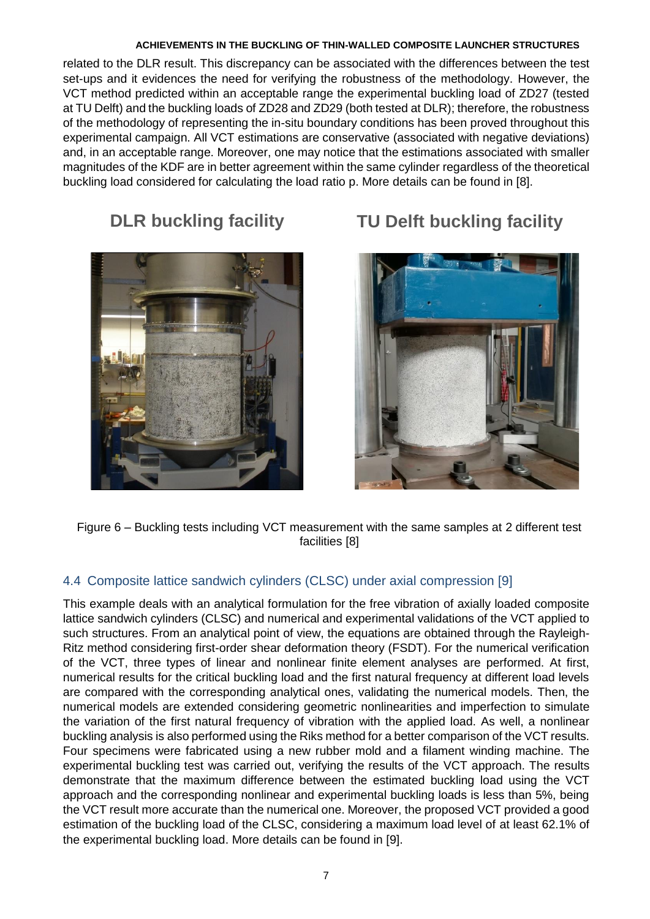related to the DLR result. This discrepancy can be associated with the differences between the test set-ups and it evidences the need for verifying the robustness of the methodology. However, the VCT method predicted within an acceptable range the experimental buckling load of ZD27 (tested at TU Delft) and the buckling loads of ZD28 and ZD29 (both tested at DLR); therefore, the robustness of the methodology of representing the in-situ boundary conditions has been proved throughout this experimental campaign. All VCT estimations are conservative (associated with negative deviations) and, in an acceptable range. Moreover, one may notice that the estimations associated with smaller magnitudes of the KDF are in better agreement within the same cylinder regardless of the theoretical buckling load considered for calculating the load ratio p. More details can be found in [8].

**DLR buckling facility** **TU Delft buckling facility**

Figure 6 – Buckling tests including VCT measurement with the same samples at 2 different test facilities [8]

### 4.4 Composite lattice sandwich cylinders (CLSC) under axial compression [9]

This example deals with an analytical formulation for the free vibration of axially loaded composite lattice sandwich cylinders (CLSC) and numerical and experimental validations of the VCT applied to such structures. From an analytical point of view, the equations are obtained through the Rayleigh-Ritz method considering first-order shear deformation theory (FSDT). For the numerical verification of the VCT, three types of linear and nonlinear finite element analyses are performed. At first, numerical results for the critical buckling load and the first natural frequency at different load levels are compared with the corresponding analytical ones, validating the numerical models. Then, the numerical models are extended considering geometric nonlinearities and imperfection to simulate the variation of the first natural frequency of vibration with the applied load. As well, a nonlinear buckling analysis is also performed using the Riks method for a better comparison of the VCT results. Four specimens were fabricated using a new rubber mold and a filament winding machine. The experimental buckling test was carried out, verifying the results of the VCT approach. The results demonstrate that the maximum difference between the estimated buckling load using the VCT approach and the corresponding nonlinear and experimental buckling loads is less than 5%, being the VCT result more accurate than the numerical one. Moreover, the proposed VCT provided a good estimation of the buckling load of the CLSC, considering a maximum load level of at least 62.1% of the experimental buckling load. More details can be found in [9].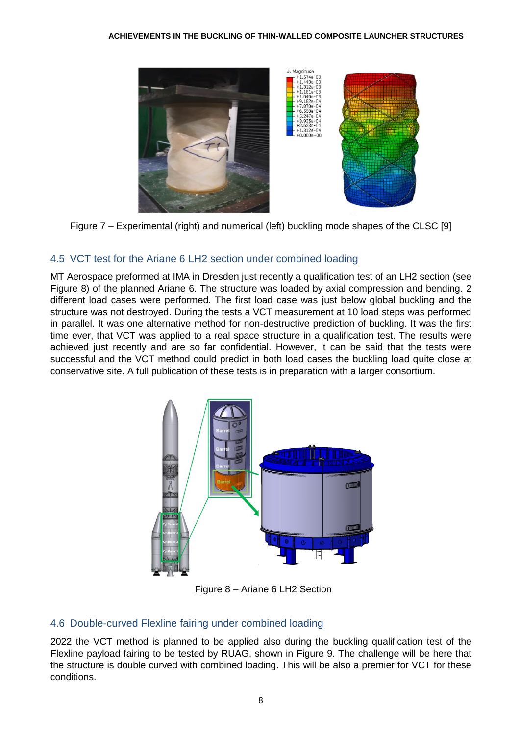Figure 7 – Experimental (right) and numerical (left) buckling mode shapes of the CLSC [9]

## 4.5 VCT test for the Ariane 6 LH2 section under combined loading

MT Aerospace preformed at IMA in Dresden just recently a qualification test of an LH2 section (see Figure 8) of the planned Ariane 6. The structure was loaded by axial compression and bending. 2 different load cases were performed. The first load case was just below global buckling and the structure was not destroyed. During the tests a VCT measurement at 10 load steps was performed in parallel. It was one alternative method for non-destructive prediction of buckling. It was the first time ever, that VCT was applied to a real space structure in a qualification test. The results were achieved just recently and are so far confidential. However, it can be said that the tests were successful and the VCT method could predict in both load cases the buckling load quite close at conservative site. A full publication of these tests is in preparation with a larger consortium.

Figure 8 – Ariane 6 LH2 Section

## 4.6 Double-curved Flexline fairing under combined loading

2022 the VCT method is planned to be applied also during the buckling qualification test of the Flexline payload fairing to be tested by RUAG, shown in Figure 9. The challenge will be here that the structure is double curved with combined loading. This will be also a premier for VCT for these conditions.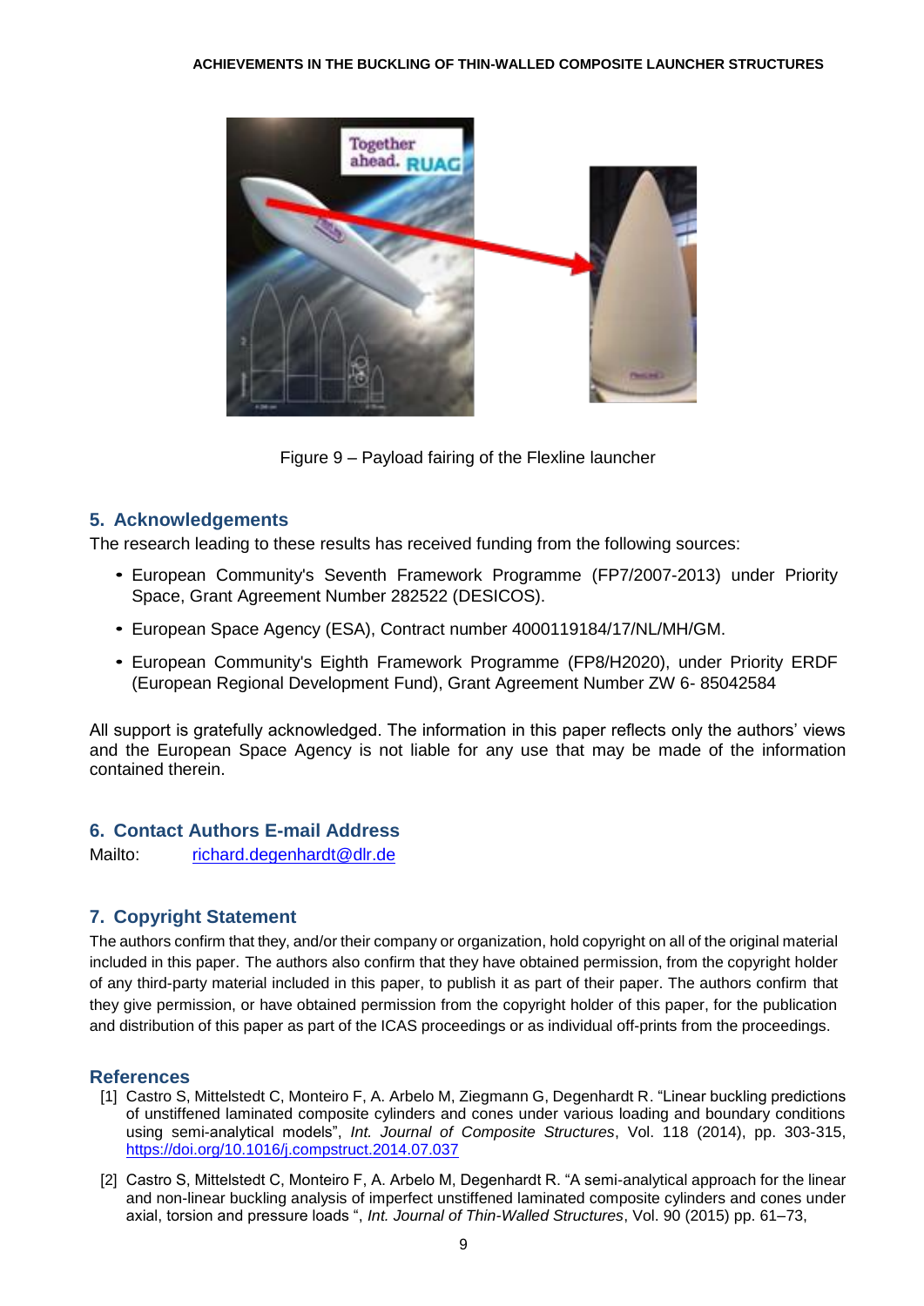Figure 9 – Payload fairing of the Flexline launcher

## 5. Acknowledgements

The research leading to these results has received funding from the following sources:

- European Community's Seventh Framework Programme (FP7/2007-2013) under Priority Space, Grant Agreement Number 282522 (DESICOS).
- European Space Agency (ESA), Contract number 4000119184/17/NL/MH/GM.
- European Community's Eighth Framework Programme (FP8/H2020), under Priority ERDF (European Regional Development Fund), Grant Agreement Number ZW 6- 85042584

All support is gratefully acknowledged. The information in this paper reflects only the authors' views and the European Space Agency is not liable for any use that may be made of the information contained therein.

## 6. Contact Authors E-mail Address

Mailto: richard.degenhardt@dlr.de

## 7. Copyright Statement

The authors confirm that they, and/or their company or organization, hold copyright on all of the original material included in this paper. The authors also confirm that they have obtained permission, from the copyright holder of any third-party material included in this paper, to publish it as part of their paper. The authors confirm that they give permission, or have obtained permission from the copyright holder of this paper, for the publication and distribution of this paper as part of the ICAS proceedings or as individual off-prints from the proceedings.

## References

[1] Castro S, Mittelstedt C, Monteiro F, A. Arbelo M, Ziegmann G, Degenhardt R. "Linear buckling predictions of unstiffened laminated composite cylinders and cones under various loading and boundary conditions using semi-analytical models", *Int. Journal of Composite Structures*, Vol. 118 (2014), pp. 303-315, https://doi.org/10.1016/j.compstruct.2014.07.037

[2] Castro S, Mittelstedt C, Monteiro F, A. Arbelo M, Degenhardt R. "A semi-analytical approach for the linear and non-linear buckling analysis of imperfect unstiffened laminated composite cylinders and cones under axial, torsion and pressure loads ", *Int. Journal of Thin-Walled Structures*, Vol. 90 (2015) pp. 61–73,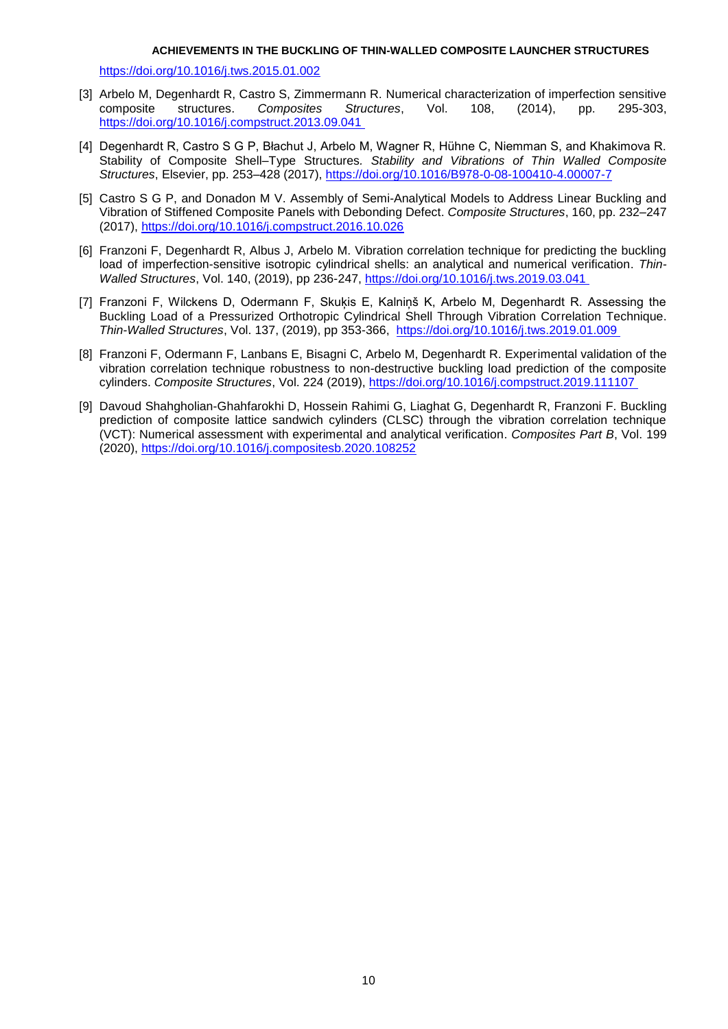https://doi.org/10.1016/j.tws.2015.01.002

[3] Arbelo M, Degenhardt R, Castro S, Zimmermann R. Numerical characterization of imperfection sensitive composite structures. *Composites Structures*, Vol. 108, (2014), pp. 295-303, https://doi.org/10.1016/j.compstruct.2013.09.041

[4] Degenhardt R, Castro S G P, Błachut J, Arbelo M, Wagner R, Hühne C, Niemman S, and Khakimova R. Stability of Composite Shell–Type Structures. *Stability and Vibrations of Thin Walled Composite Structures*, Elsevier, pp. 253–428 (2017), https://doi.org/10.1016/B978-0-08-100410-4.00007-7

[5] Castro S G P, and Donadon M V. Assembly of Semi-Analytical Models to Address Linear Buckling and Vibration of Stiffened Composite Panels with Debonding Defect. *Composite Structures*, 160, pp. 232–247 (2017), https://doi.org/10.1016/j.compstruct.2016.10.026

[6] Franzoni F, Degenhardt R, Albus J, Arbelo M. Vibration correlation technique for predicting the buckling load of imperfection-sensitive isotropic cylindrical shells: an analytical and numerical verification. *Thin-Walled Structures*, Vol. 140, (2019), pp 236-247, https://doi.org/10.1016/j.tws.2019.03.041

[7] Franzoni F, Wilckens D, Odermann F, Skuķis E, Kalniņš K, Arbelo M, Degenhardt R. Assessing the Buckling Load of a Pressurized Orthotropic Cylindrical Shell Through Vibration Correlation Technique. *Thin-Walled Structures*, Vol. 137, (2019), pp 353-366, https://doi.org/10.1016/j.tws.2019.01.009

[8] Franzoni F, Odermann F, Lanbans E, Bisagni C, Arbelo M, Degenhardt R. Experimental validation of the vibration correlation technique robustness to non-destructive buckling load prediction of the composite cylinders. *Composite Structures*, Vol. 224 (2019), https://doi.org/10.1016/j.compstruct.2019.111107

[9] Davoud Shahgholian-Ghahfarokhi D, Hossein Rahimi G, Liaghat G, Degenhardt R, Franzoni F. Buckling prediction of composite lattice sandwich cylinders (CLSC) through the vibration correlation technique (VCT): Numerical assessment with experimental and analytical verification. *Composites Part B*, Vol. 199 (2020), https://doi.org/10.1016/j.compositesb.2020.108252